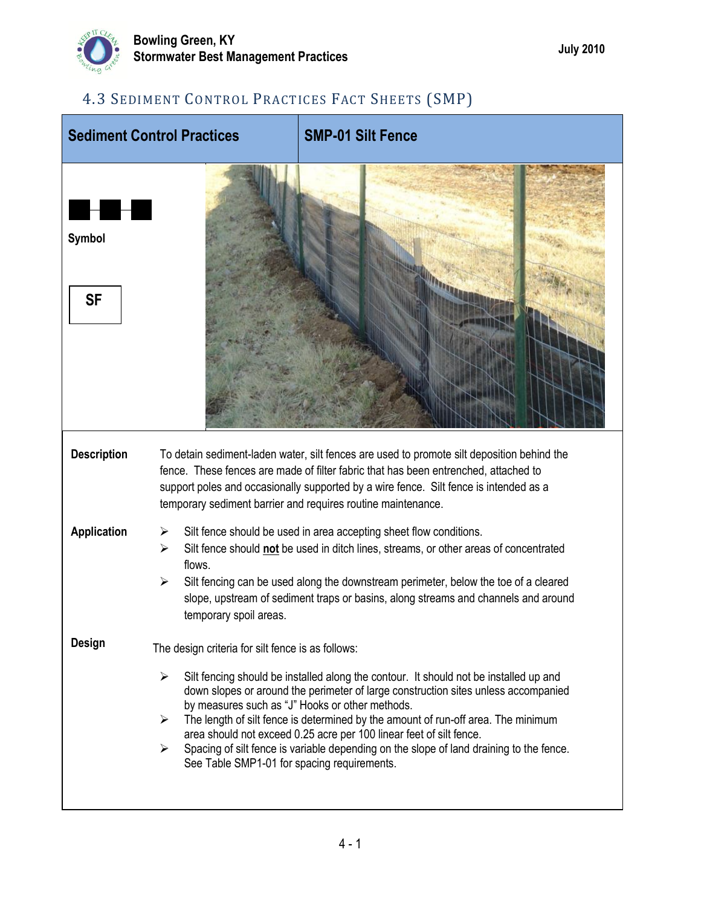## 4.3 Sediment Control Practices Fact Sheets (SMP)

| Sediment Control Practices | SMP-01 Silt Fence |
|---|---|

Symbol

SF

**Description**

To detain sediment-laden water, silt fences are used to promote silt deposition behind the fence. These fences are made of filter fabric that has been entrenched, attached to support poles and occasionally supported by a wire fence. Silt fence is intended as a temporary sediment barrier and requires routine maintenance.

**Application**

- Silt fence should be used in area accepting sheet flow conditions.
- Silt fence should **not** be used in ditch lines, streams, or other areas of concentrated flows.
- Silt fencing can be used along the downstream perimeter, below the toe of a cleared slope, upstream of sediment traps or basins, along streams and channels and around temporary spoil areas.

**Design**

The design criteria for silt fence is as follows:

- Silt fencing should be installed along the contour. It should not be installed up and down slopes or around the perimeter of large construction sites unless accompanied by measures such as "J" Hooks or other methods.
- The length of silt fence is determined by the amount of run-off area. The minimum area should not exceed 0.25 acre per 100 linear feet of silt fence.
- Spacing of silt fence is variable depending on the slope of land draining to the fence. See Table SMP1-01 for spacing requirements.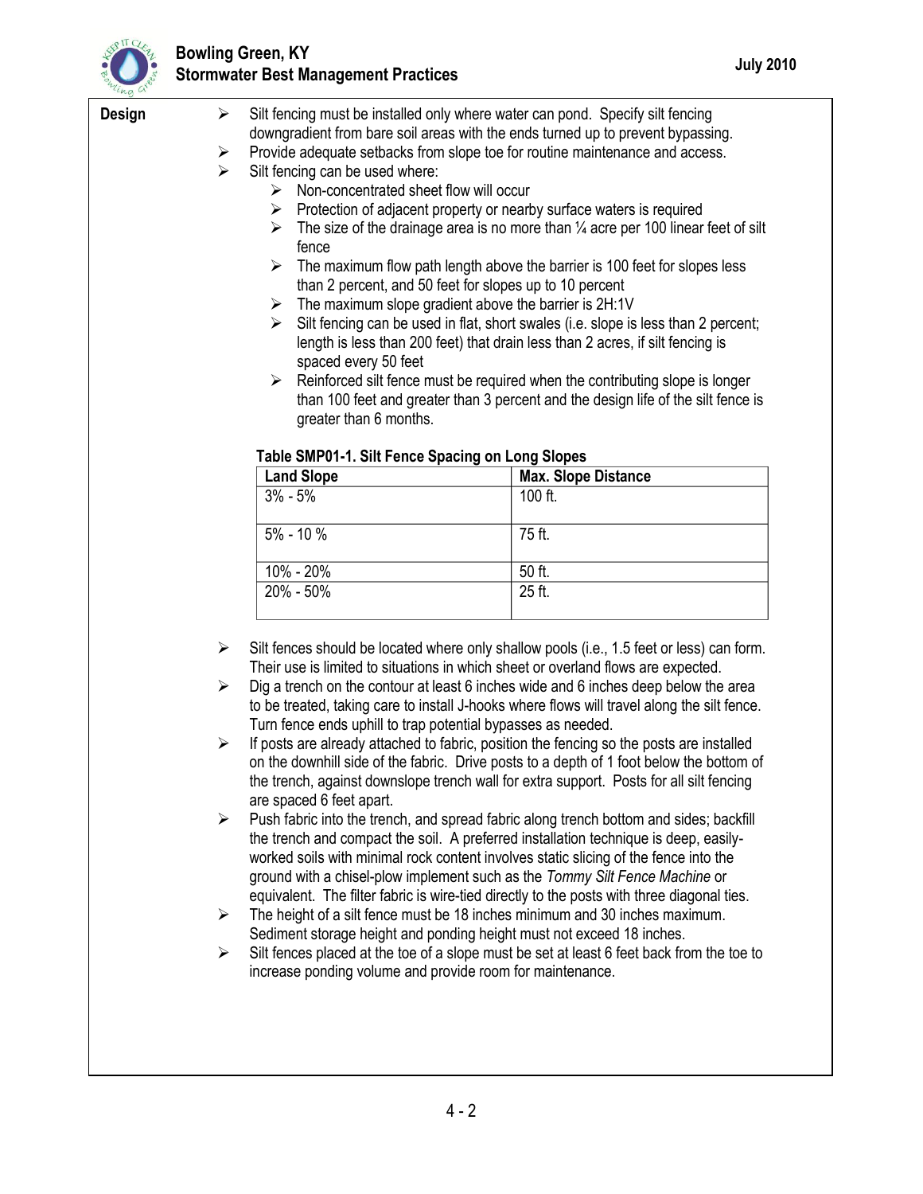**Design**

- Silt fencing must be installed only where water can pond. Specify silt fencing downgradient from bare soil areas with the ends turned up to prevent bypassing.
- Provide adequate setbacks from slope toe for routine maintenance and access.
- Silt fencing can be used where:
  - Non-concentrated sheet flow will occur
  - Protection of adjacent property or nearby surface waters is required
  - The size of the drainage area is no more than ¼ acre per 100 linear feet of silt fence
  - The maximum flow path length above the barrier is 100 feet for slopes less than 2 percent, and 50 feet for slopes up to 10 percent
  - The maximum slope gradient above the barrier is 2H:1V
  - Silt fencing can be used in flat, short swales (i.e. slope is less than 2 percent; length is less than 200 feet) that drain less than 2 acres, if silt fencing is spaced every 50 feet
  - Reinforced silt fence must be required when the contributing slope is longer than 100 feet and greater than 3 percent and the design life of the silt fence is greater than 6 months.

**Table SMP01-1. Silt Fence Spacing on Long Slopes**

| Land Slope | Max. Slope Distance |
|---|---|
| 3% - 5% | 100 ft. |
| 5% - 10 % | 75 ft. |
| 10% - 20% | 50 ft. |
| 20% - 50% | 25 ft. |

- Silt fences should be located where only shallow pools (i.e., 1.5 feet or less) can form. Their use is limited to situations in which sheet or overland flows are expected.
- Dig a trench on the contour at least 6 inches wide and 6 inches deep below the area to be treated, taking care to install J-hooks where flows will travel along the silt fence. Turn fence ends uphill to trap potential bypasses as needed.
- If posts are already attached to fabric, position the fencing so the posts are installed on the downhill side of the fabric. Drive posts to a depth of 1 foot below the bottom of the trench, against downslope trench wall for extra support. Posts for all silt fencing are spaced 6 feet apart.
- Push fabric into the trench, and spread fabric along trench bottom and sides; backfill the trench and compact the soil. A preferred installation technique is deep, easily-worked soils with minimal rock content involves static slicing of the fence into the ground with a chisel-plow implement such as the *Tommy Silt Fence Machine* or equivalent. The filter fabric is wire-tied directly to the posts with three diagonal ties.
- The height of a silt fence must be 18 inches minimum and 30 inches maximum. Sediment storage height and ponding height must not exceed 18 inches.
- Silt fences placed at the toe of a slope must be set at least 6 feet back from the toe to increase ponding volume and provide room for maintenance.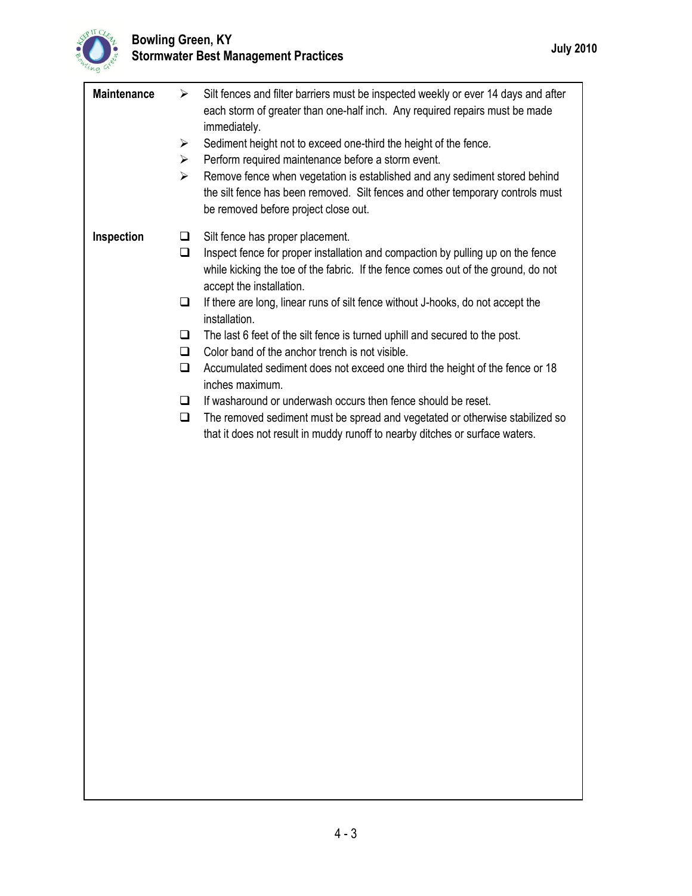**Maintenance**

- Silt fences and filter barriers must be inspected weekly or ever 14 days and after each storm of greater than one-half inch. Any required repairs must be made immediately.
- Sediment height not to exceed one-third the height of the fence.
- Perform required maintenance before a storm event.
- Remove fence when vegetation is established and any sediment stored behind the silt fence has been removed. Silt fences and other temporary controls must be removed before project close out.

**Inspection**

- [ ] Silt fence has proper placement.
- [ ] Inspect fence for proper installation and compaction by pulling up on the fence while kicking the toe of the fabric. If the fence comes out of the ground, do not accept the installation.
- [ ] If there are long, linear runs of silt fence without J-hooks, do not accept the installation.
- [ ] The last 6 feet of the silt fence is turned uphill and secured to the post.
- [ ] Color band of the anchor trench is not visible.
- [ ] Accumulated sediment does not exceed one third the height of the fence or 18 inches maximum.
- [ ] If washaround or underwash occurs then fence should be reset.
- [ ] The removed sediment must be spread and vegetated or otherwise stabilized so that it does not result in muddy runoff to nearby ditches or surface waters.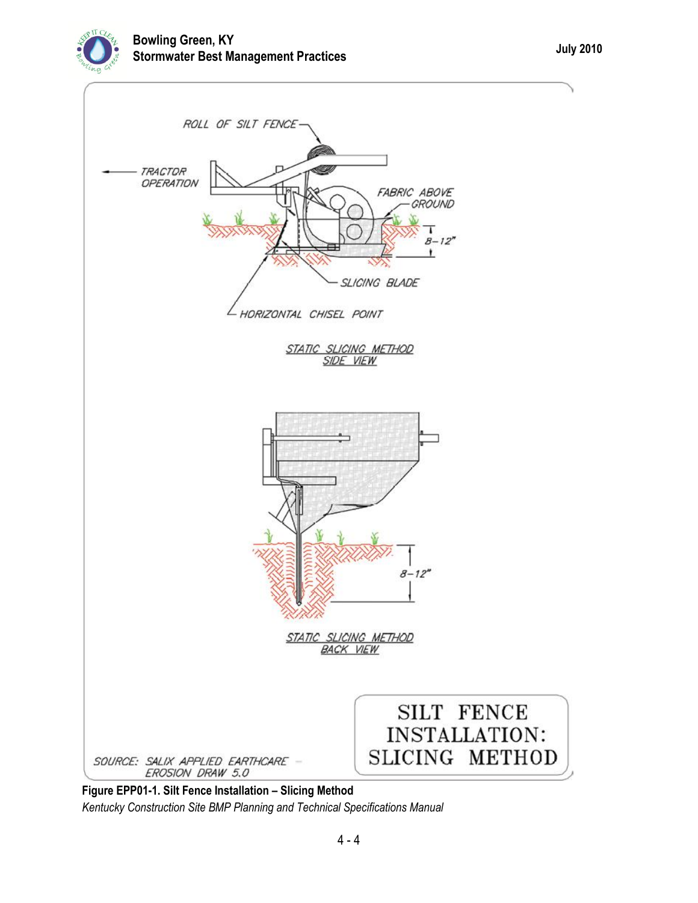**Figure EPP01-1. Silt Fence Installation – Slicing Method**

*Kentucky Construction Site BMP Planning and Technical Specifications Manual*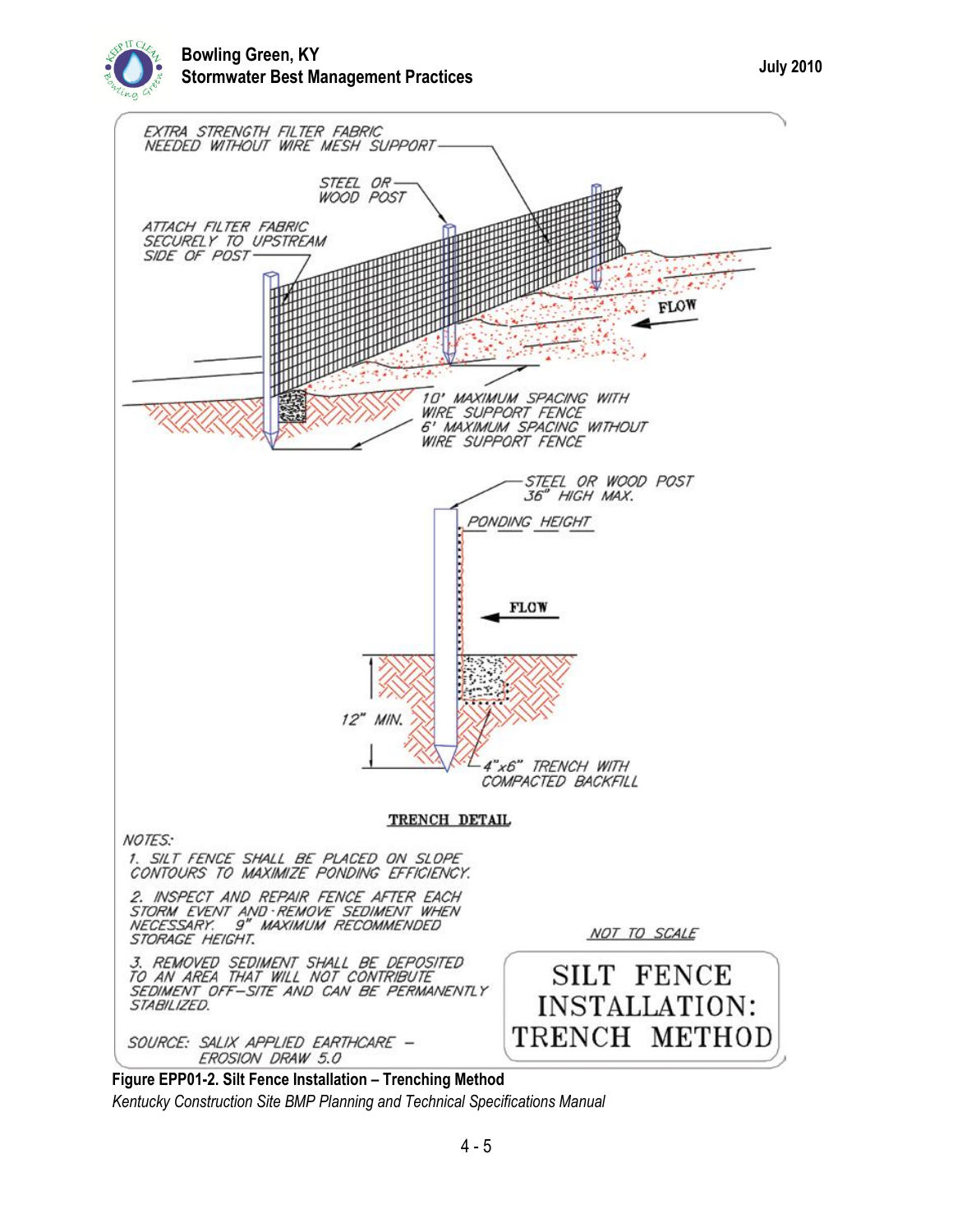EXTRA STRENGTH FILTER FABRIC NEEDED WITHOUT WIRE MESH SUPPORT

STEEL OR WOOD POST

ATTACH FILTER FABRIC SECURELY TO UPSTREAM SIDE OF POST

FLOW

10' MAXIMUM SPACING WITH WIRE SUPPORT FENCE
6' MAXIMUM SPACING WITHOUT WIRE SUPPORT FENCE

STEEL OR WOOD POST 36" HIGH MAX.

PONDING HEIGHT

FLOW

12" MIN.

4"x6" TRENCH WITH COMPACTED BACKFILL

**TRENCH DETAIL**

NOTES:

1. SILT FENCE SHALL BE PLACED ON SLOPE CONTOURS TO MAXIMIZE PONDING EFFICIENCY.
2. INSPECT AND REPAIR FENCE AFTER EACH STORM EVENT AND REMOVE SEDIMENT WHEN NECESSARY. 9" MAXIMUM RECOMMENDED STORAGE HEIGHT.
3. REMOVED SEDIMENT SHALL BE DEPOSITED TO AN AREA THAT WILL NOT CONTRIBUTE SEDIMENT OFF-SITE AND CAN BE PERMANENTLY STABILIZED.

SOURCE: SALIX APPLIED EARTHCARE – EROSION DRAW 5.0

NOT TO SCALE

SILT FENCE INSTALLATION: TRENCH METHOD

**Figure EPP01-2. Silt Fence Installation – Trenching Method**

*Kentucky Construction Site BMP Planning and Technical Specifications Manual*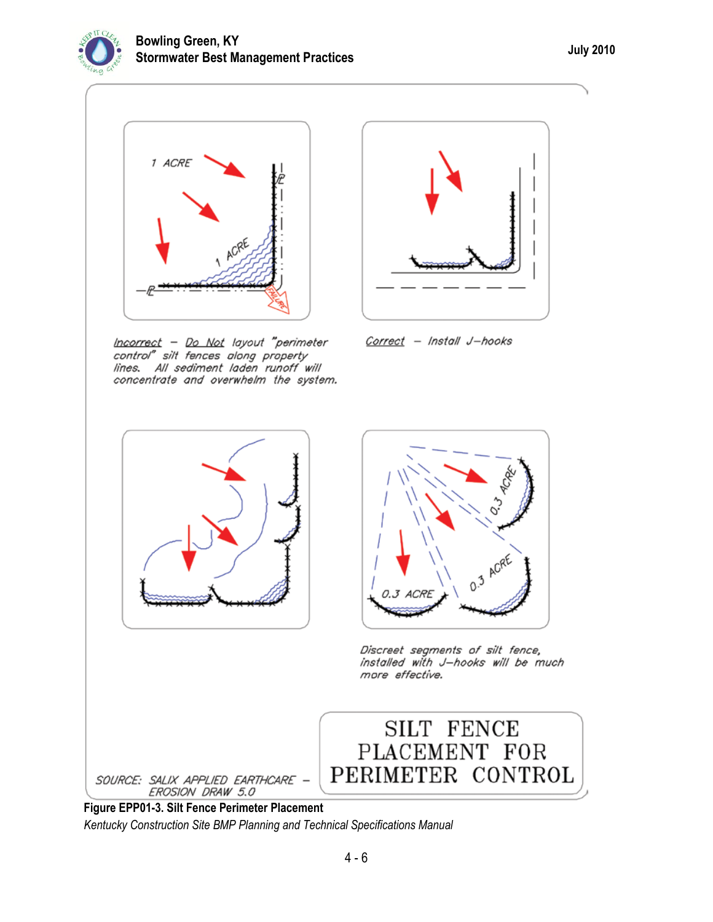*Incorrect – Do Not layout "perimeter control" silt fences along property lines. All sediment laden runoff will concentrate and overwhelm the system.*

*Correct – Install J–hooks*

*Discreet segments of silt fence, installed with J–hooks will be much more effective.*

SILT FENCE PLACEMENT FOR PERIMETER CONTROL

SOURCE: SALIX APPLIED EARTHCARE – EROSION DRAW 5.0

**Figure EPP01-3. Silt Fence Perimeter Placement**

*Kentucky Construction Site BMP Planning and Technical Specifications Manual*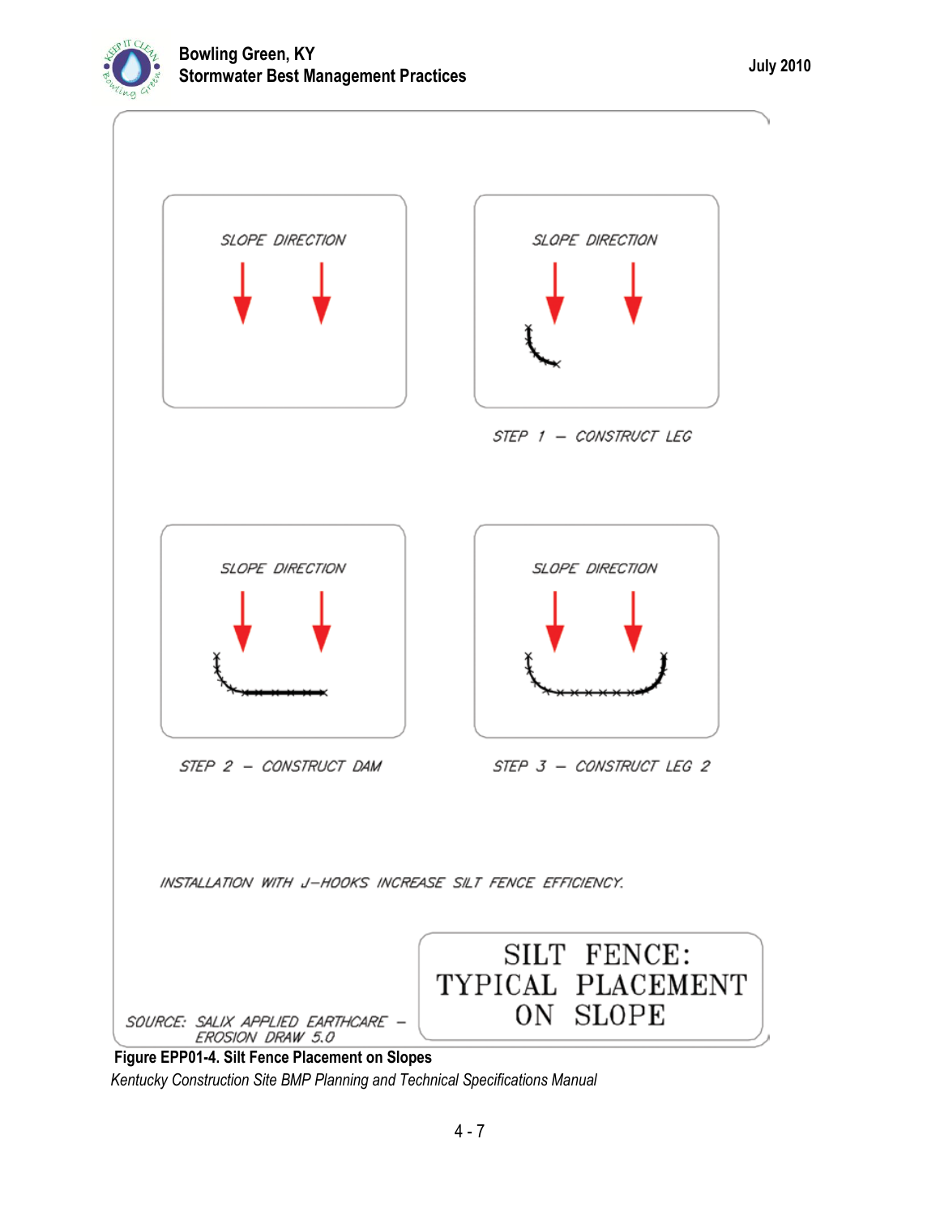SLOPE DIRECTION

SLOPE DIRECTION

STEP 1 – CONSTRUCT LEG

SLOPE DIRECTION

SLOPE DIRECTION

STEP 2 – CONSTRUCT DAM

STEP 3 – CONSTRUCT LEG 2

INSTALLATION WITH J–HOOKS INCREASE SILT FENCE EFFICIENCY.

SOURCE: SALIX APPLIED EARTHCARE – EROSION DRAW 5.0

SILT FENCE: TYPICAL PLACEMENT ON SLOPE

**Figure EPP01-4. Silt Fence Placement on Slopes**

*Kentucky Construction Site BMP Planning and Technical Specifications Manual*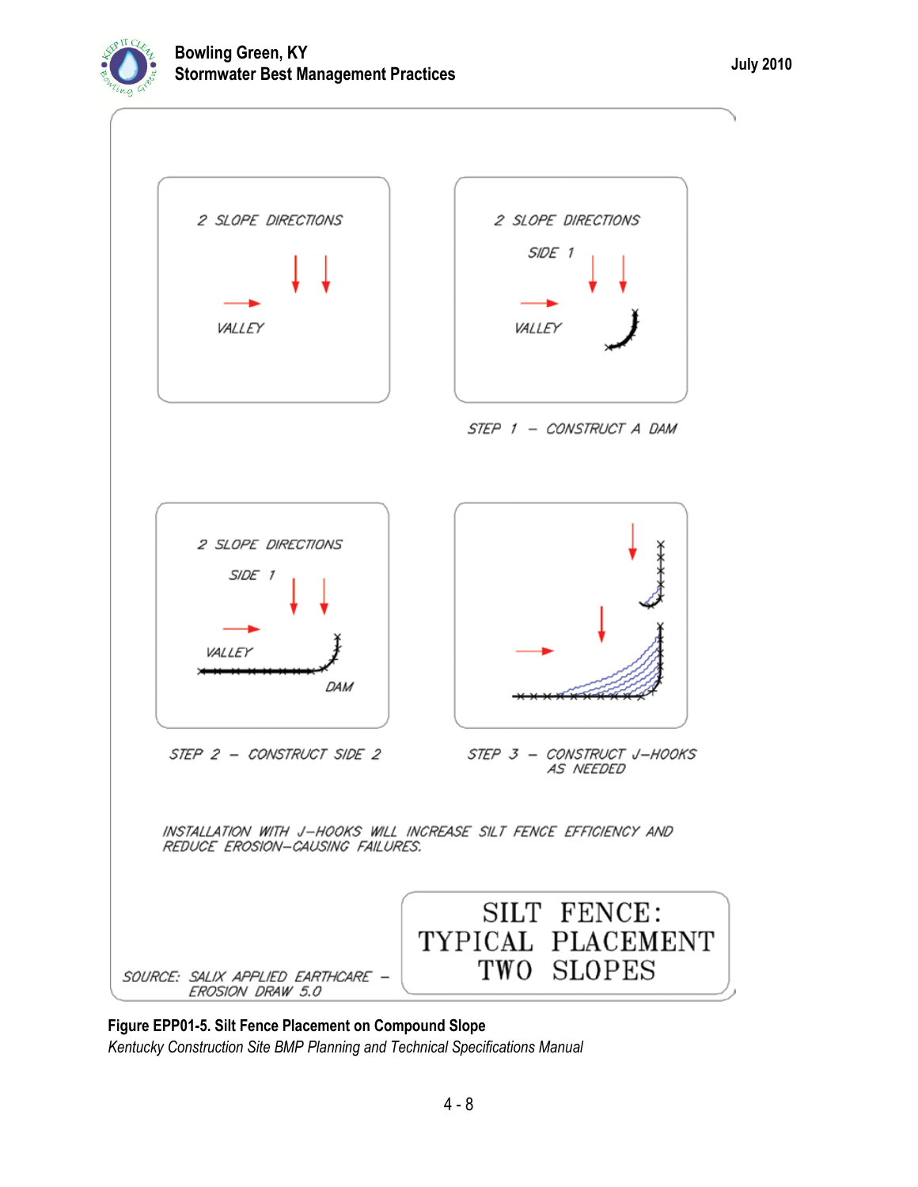2 SLOPE DIRECTIONS

VALLEY

2 SLOPE DIRECTIONS

SIDE 1

VALLEY

STEP 1 – CONSTRUCT A DAM

2 SLOPE DIRECTIONS

SIDE 1

VALLEY

DAM

STEP 2 – CONSTRUCT SIDE 2

STEP 3 – CONSTRUCT J–HOOKS AS NEEDED

INSTALLATION WITH J–HOOKS WILL INCREASE SILT FENCE EFFICIENCY AND REDUCE EROSION–CAUSING FAILURES.

SILT FENCE: TYPICAL PLACEMENT TWO SLOPES

SOURCE: SALIX APPLIED EARTHCARE – EROSION DRAW 5.0

**Figure EPP01-5. Silt Fence Placement on Compound Slope**

*Kentucky Construction Site BMP Planning and Technical Specifications Manual*